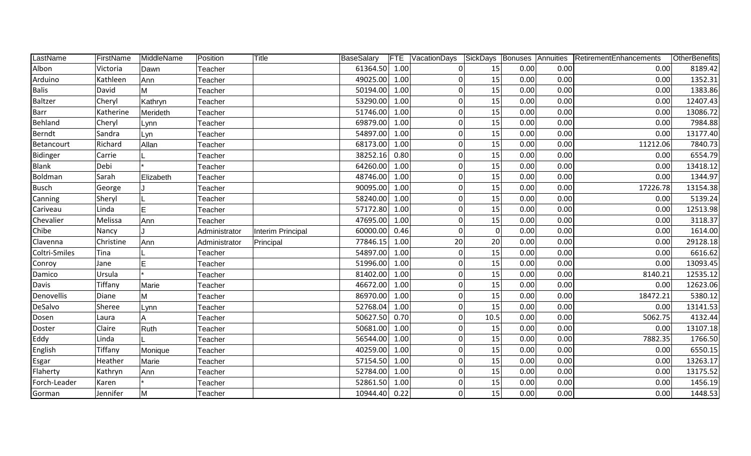| LastName | FirstName | MiddleName | Position | Title | BaseSalary | FTE | VacationDays | SickDays | Bonuses | Annuities | RetirementEnhancements | OtherBenefits |
|---|---|---|---|---|---|---|---|---|---|---|---|---|
| Albon | Victoria | Dawn | Teacher | | 61364.50 | 1.00 | 0 | 15 | 0.00 | 0.00 | 0.00 | 8189.42 |
| Arduino | Kathleen | Ann | Teacher | | 49025.00 | 1.00 | 0 | 15 | 0.00 | 0.00 | 0.00 | 1352.31 |
| Balis | David | M | Teacher | | 50194.00 | 1.00 | 0 | 15 | 0.00 | 0.00 | 0.00 | 1383.86 |
| Baltzer | Cheryl | Kathryn | Teacher | | 53290.00 | 1.00 | 0 | 15 | 0.00 | 0.00 | 0.00 | 12407.43 |
| Barr | Katherine | Merideth | Teacher | | 51746.00 | 1.00 | 0 | 15 | 0.00 | 0.00 | 0.00 | 13086.72 |
| Behland | Cheryl | Lynn | Teacher | | 69879.00 | 1.00 | 0 | 15 | 0.00 | 0.00 | 0.00 | 7984.88 |
| Berndt | Sandra | Lyn | Teacher | | 54897.00 | 1.00 | 0 | 15 | 0.00 | 0.00 | 0.00 | 13177.40 |
| Betancourt | Richard | Allan | Teacher | | 68173.00 | 1.00 | 0 | 15 | 0.00 | 0.00 | 11212.06 | 7840.73 |
| Bidinger | Carrie | L | Teacher | | 38252.16 | 0.80 | 0 | 15 | 0.00 | 0.00 | 0.00 | 6554.79 |
| Blank | Debi | * | Teacher | | 64260.00 | 1.00 | 0 | 15 | 0.00 | 0.00 | 0.00 | 13418.12 |
| Boldman | Sarah | Elizabeth | Teacher | | 48746.00 | 1.00 | 0 | 15 | 0.00 | 0.00 | 0.00 | 1344.97 |
| Busch | George | J | Teacher | | 90095.00 | 1.00 | 0 | 15 | 0.00 | 0.00 | 17226.78 | 13154.38 |
| Canning | Sheryl | L | Teacher | | 58240.00 | 1.00 | 0 | 15 | 0.00 | 0.00 | 0.00 | 5139.24 |
| Cariveau | Linda | E | Teacher | | 57172.80 | 1.00 | 0 | 15 | 0.00 | 0.00 | 0.00 | 12513.98 |
| Chevalier | Melissa | Ann | Teacher | | 47695.00 | 1.00 | 0 | 15 | 0.00 | 0.00 | 0.00 | 3118.37 |
| Chibe | Nancy | J | Administrator | Interim Principal | 60000.00 | 0.46 | 0 | 0 | 0.00 | 0.00 | 0.00 | 1614.00 |
| Clavenna | Christine | Ann | Administrator | Principal | 77846.15 | 1.00 | 20 | 20 | 0.00 | 0.00 | 0.00 | 29128.18 |
| Coltri-Smiles | Tina | L | Teacher | | 54897.00 | 1.00 | 0 | 15 | 0.00 | 0.00 | 0.00 | 6616.62 |
| Conroy | Jane | E | Teacher | | 51996.00 | 1.00 | 0 | 15 | 0.00 | 0.00 | 0.00 | 13093.45 |
| Damico | Ursula | * | Teacher | | 81402.00 | 1.00 | 0 | 15 | 0.00 | 0.00 | 8140.21 | 12535.12 |
| Davis | Tiffany | Marie | Teacher | | 46672.00 | 1.00 | 0 | 15 | 0.00 | 0.00 | 0.00 | 12623.06 |
| Denovellis | Diane | M | Teacher | | 86970.00 | 1.00 | 0 | 15 | 0.00 | 0.00 | 18472.21 | 5380.12 |
| DeSalvo | Sheree | Lynn | Teacher | | 52768.04 | 1.00 | 0 | 15 | 0.00 | 0.00 | 0.00 | 13141.53 |
| Dosen | Laura | A | Teacher | | 50627.50 | 0.70 | 0 | 10.5 | 0.00 | 0.00 | 5062.75 | 4132.44 |
| Doster | Claire | Ruth | Teacher | | 50681.00 | 1.00 | 0 | 15 | 0.00 | 0.00 | 0.00 | 13107.18 |
| Eddy | Linda | L | Teacher | | 56544.00 | 1.00 | 0 | 15 | 0.00 | 0.00 | 7882.35 | 1766.50 |
| English | Tiffany | Monique | Teacher | | 40259.00 | 1.00 | 0 | 15 | 0.00 | 0.00 | 0.00 | 6550.15 |
| Esgar | Heather | Marie | Teacher | | 57154.50 | 1.00 | 0 | 15 | 0.00 | 0.00 | 0.00 | 13263.17 |
| Flaherty | Kathryn | Ann | Teacher | | 52784.00 | 1.00 | 0 | 15 | 0.00 | 0.00 | 0.00 | 13175.52 |
| Forch-Leader | Karen | * | Teacher | | 52861.50 | 1.00 | 0 | 15 | 0.00 | 0.00 | 0.00 | 1456.19 |
| Gorman | Jennifer | M | Teacher | | 10944.40 | 0.22 | 0 | 15 | 0.00 | 0.00 | 0.00 | 1448.53 |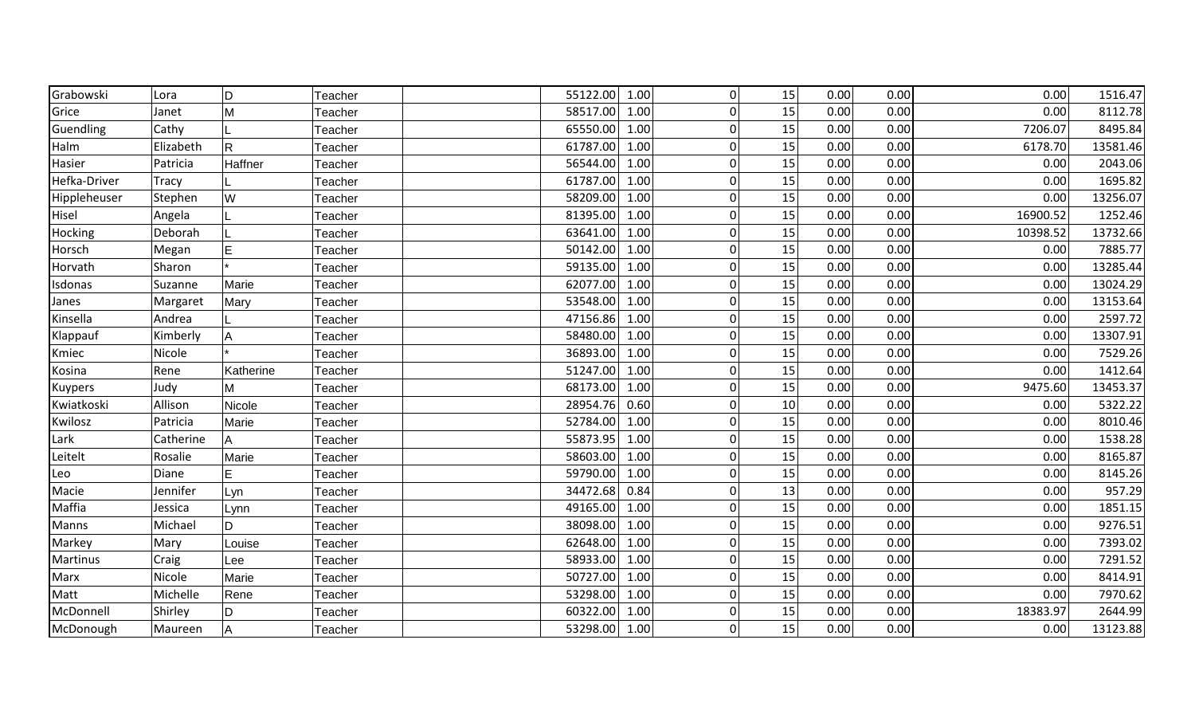| | | | | | | | | | | | | |
|---|---|---|---|---|---|---|---|---|---|---|---|---|
| Grabowski | Lora | D | Teacher | | 55122.00 | 1.00 | 0 | 15 | 0.00 | 0.00 | 0.00 | 1516.47 |
| Grice | Janet | M | Teacher | | 58517.00 | 1.00 | 0 | 15 | 0.00 | 0.00 | 0.00 | 8112.78 |
| Guendling | Cathy | L | Teacher | | 65550.00 | 1.00 | 0 | 15 | 0.00 | 0.00 | 7206.07 | 8495.84 |
| Halm | Elizabeth | R | Teacher | | 61787.00 | 1.00 | 0 | 15 | 0.00 | 0.00 | 6178.70 | 13581.46 |
| Hasier | Patricia | Haffner | Teacher | | 56544.00 | 1.00 | 0 | 15 | 0.00 | 0.00 | 0.00 | 2043.06 |
| Hefka-Driver | Tracy | L | Teacher | | 61787.00 | 1.00 | 0 | 15 | 0.00 | 0.00 | 0.00 | 1695.82 |
| Hippleheuser | Stephen | W | Teacher | | 58209.00 | 1.00 | 0 | 15 | 0.00 | 0.00 | 0.00 | 13256.07 |
| Hisel | Angela | L | Teacher | | 81395.00 | 1.00 | 0 | 15 | 0.00 | 0.00 | 16900.52 | 1252.46 |
| Hocking | Deborah | L | Teacher | | 63641.00 | 1.00 | 0 | 15 | 0.00 | 0.00 | 10398.52 | 13732.66 |
| Horsch | Megan | E | Teacher | | 50142.00 | 1.00 | 0 | 15 | 0.00 | 0.00 | 0.00 | 7885.77 |
| Horvath | Sharon | * | Teacher | | 59135.00 | 1.00 | 0 | 15 | 0.00 | 0.00 | 0.00 | 13285.44 |
| Isdonas | Suzanne | Marie | Teacher | | 62077.00 | 1.00 | 0 | 15 | 0.00 | 0.00 | 0.00 | 13024.29 |
| Janes | Margaret | Mary | Teacher | | 53548.00 | 1.00 | 0 | 15 | 0.00 | 0.00 | 0.00 | 13153.64 |
| Kinsella | Andrea | L | Teacher | | 47156.86 | 1.00 | 0 | 15 | 0.00 | 0.00 | 0.00 | 2597.72 |
| Klappauf | Kimberly | A | Teacher | | 58480.00 | 1.00 | 0 | 15 | 0.00 | 0.00 | 0.00 | 13307.91 |
| Kmiec | Nicole | * | Teacher | | 36893.00 | 1.00 | 0 | 15 | 0.00 | 0.00 | 0.00 | 7529.26 |
| Kosina | Rene | Katherine | Teacher | | 51247.00 | 1.00 | 0 | 15 | 0.00 | 0.00 | 0.00 | 1412.64 |
| Kuypers | Judy | M | Teacher | | 68173.00 | 1.00 | 0 | 15 | 0.00 | 0.00 | 9475.60 | 13453.37 |
| Kwiatkoski | Allison | Nicole | Teacher | | 28954.76 | 0.60 | 0 | 10 | 0.00 | 0.00 | 0.00 | 5322.22 |
| Kwilosz | Patricia | Marie | Teacher | | 52784.00 | 1.00 | 0 | 15 | 0.00 | 0.00 | 0.00 | 8010.46 |
| Lark | Catherine | A | Teacher | | 55873.95 | 1.00 | 0 | 15 | 0.00 | 0.00 | 0.00 | 1538.28 |
| Leitelt | Rosalie | Marie | Teacher | | 58603.00 | 1.00 | 0 | 15 | 0.00 | 0.00 | 0.00 | 8165.87 |
| Leo | Diane | E | Teacher | | 59790.00 | 1.00 | 0 | 15 | 0.00 | 0.00 | 0.00 | 8145.26 |
| Macie | Jennifer | Lyn | Teacher | | 34472.68 | 0.84 | 0 | 13 | 0.00 | 0.00 | 0.00 | 957.29 |
| Maffia | Jessica | Lynn | Teacher | | 49165.00 | 1.00 | 0 | 15 | 0.00 | 0.00 | 0.00 | 1851.15 |
| Manns | Michael | D | Teacher | | 38098.00 | 1.00 | 0 | 15 | 0.00 | 0.00 | 0.00 | 9276.51 |
| Markey | Mary | Louise | Teacher | | 62648.00 | 1.00 | 0 | 15 | 0.00 | 0.00 | 0.00 | 7393.02 |
| Martinus | Craig | Lee | Teacher | | 58933.00 | 1.00 | 0 | 15 | 0.00 | 0.00 | 0.00 | 7291.52 |
| Marx | Nicole | Marie | Teacher | | 50727.00 | 1.00 | 0 | 15 | 0.00 | 0.00 | 0.00 | 8414.91 |
| Matt | Michelle | Rene | Teacher | | 53298.00 | 1.00 | 0 | 15 | 0.00 | 0.00 | 0.00 | 7970.62 |
| McDonnell | Shirley | D | Teacher | | 60322.00 | 1.00 | 0 | 15 | 0.00 | 0.00 | 18383.97 | 2644.99 |
| McDonough | Maureen | A | Teacher | | 53298.00 | 1.00 | 0 | 15 | 0.00 | 0.00 | 0.00 | 13123.88 |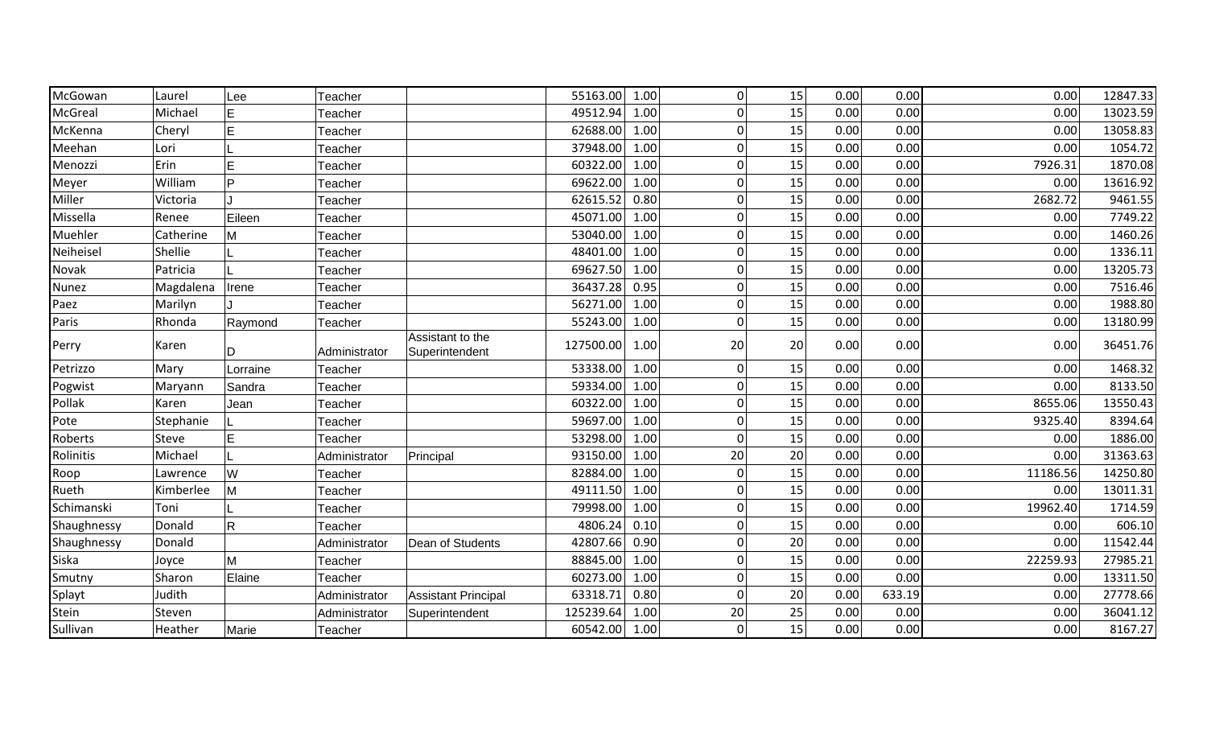| | | | | | | | | | | | | |
|---|---|---|---|---|---|---|---|---|---|---|---|---|
| McGowan | Laurel | Lee | Teacher | | 55163.00 | 1.00 | 0 | 15 | 0.00 | 0.00 | 0.00 | 12847.33 |
| McGreal | Michael | E | Teacher | | 49512.94 | 1.00 | 0 | 15 | 0.00 | 0.00 | 0.00 | 13023.59 |
| McKenna | Cheryl | E | Teacher | | 62688.00 | 1.00 | 0 | 15 | 0.00 | 0.00 | 0.00 | 13058.83 |
| Meehan | Lori | L | Teacher | | 37948.00 | 1.00 | 0 | 15 | 0.00 | 0.00 | 0.00 | 1054.72 |
| Menozzi | Erin | E | Teacher | | 60322.00 | 1.00 | 0 | 15 | 0.00 | 0.00 | 7926.31 | 1870.08 |
| Meyer | William | P | Teacher | | 69622.00 | 1.00 | 0 | 15 | 0.00 | 0.00 | 0.00 | 13616.92 |
| Miller | Victoria | J | Teacher | | 62615.52 | 0.80 | 0 | 15 | 0.00 | 0.00 | 2682.72 | 9461.55 |
| Missella | Renee | Eileen | Teacher | | 45071.00 | 1.00 | 0 | 15 | 0.00 | 0.00 | 0.00 | 7749.22 |
| Muehler | Catherine | M | Teacher | | 53040.00 | 1.00 | 0 | 15 | 0.00 | 0.00 | 0.00 | 1460.26 |
| Neiheisel | Shellie | L | Teacher | | 48401.00 | 1.00 | 0 | 15 | 0.00 | 0.00 | 0.00 | 1336.11 |
| Novak | Patricia | L | Teacher | | 69627.50 | 1.00 | 0 | 15 | 0.00 | 0.00 | 0.00 | 13205.73 |
| Nunez | Magdalena | Irene | Teacher | | 36437.28 | 0.95 | 0 | 15 | 0.00 | 0.00 | 0.00 | 7516.46 |
| Paez | Marilyn | J | Teacher | | 56271.00 | 1.00 | 0 | 15 | 0.00 | 0.00 | 0.00 | 1988.80 |
| Paris | Rhonda | Raymond | Teacher | | 55243.00 | 1.00 | 0 | 15 | 0.00 | 0.00 | 0.00 | 13180.99 |
| Perry | Karen | D | Administrator | Assistant to the Superintendent | 127500.00 | 1.00 | 20 | 20 | 0.00 | 0.00 | 0.00 | 36451.76 |
| Petrizzo | Mary | Lorraine | Teacher | | 53338.00 | 1.00 | 0 | 15 | 0.00 | 0.00 | 0.00 | 1468.32 |
| Pogwist | Maryann | Sandra | Teacher | | 59334.00 | 1.00 | 0 | 15 | 0.00 | 0.00 | 0.00 | 8133.50 |
| Pollak | Karen | Jean | Teacher | | 60322.00 | 1.00 | 0 | 15 | 0.00 | 0.00 | 8655.06 | 13550.43 |
| Pote | Stephanie | L | Teacher | | 59697.00 | 1.00 | 0 | 15 | 0.00 | 0.00 | 9325.40 | 8394.64 |
| Roberts | Steve | E | Teacher | | 53298.00 | 1.00 | 0 | 15 | 0.00 | 0.00 | 0.00 | 1886.00 |
| Rolinitis | Michael | L | Administrator | Principal | 93150.00 | 1.00 | 20 | 20 | 0.00 | 0.00 | 0.00 | 31363.63 |
| Roop | Lawrence | W | Teacher | | 82884.00 | 1.00 | 0 | 15 | 0.00 | 0.00 | 11186.56 | 14250.80 |
| Rueth | Kimberlee | M | Teacher | | 49111.50 | 1.00 | 0 | 15 | 0.00 | 0.00 | 0.00 | 13011.31 |
| Schimanski | Toni | L | Teacher | | 79998.00 | 1.00 | 0 | 15 | 0.00 | 0.00 | 19962.40 | 1714.59 |
| Shaughnessy | Donald | R | Teacher | | 4806.24 | 0.10 | 0 | 15 | 0.00 | 0.00 | 0.00 | 606.10 |
| Shaughnessy | Donald | | Administrator | Dean of Students | 42807.66 | 0.90 | 0 | 20 | 0.00 | 0.00 | 0.00 | 11542.44 |
| Siska | Joyce | M | Teacher | | 88845.00 | 1.00 | 0 | 15 | 0.00 | 0.00 | 22259.93 | 27985.21 |
| Smutny | Sharon | Elaine | Teacher | | 60273.00 | 1.00 | 0 | 15 | 0.00 | 0.00 | 0.00 | 13311.50 |
| Splayt | Judith | | Administrator | Assistant Principal | 63318.71 | 0.80 | 0 | 20 | 0.00 | 633.19 | 0.00 | 27778.66 |
| Stein | Steven | | Administrator | Superintendent | 125239.64 | 1.00 | 20 | 25 | 0.00 | 0.00 | 0.00 | 36041.12 |
| Sullivan | Heather | Marie | Teacher | | 60542.00 | 1.00 | 0 | 15 | 0.00 | 0.00 | 0.00 | 8167.27 |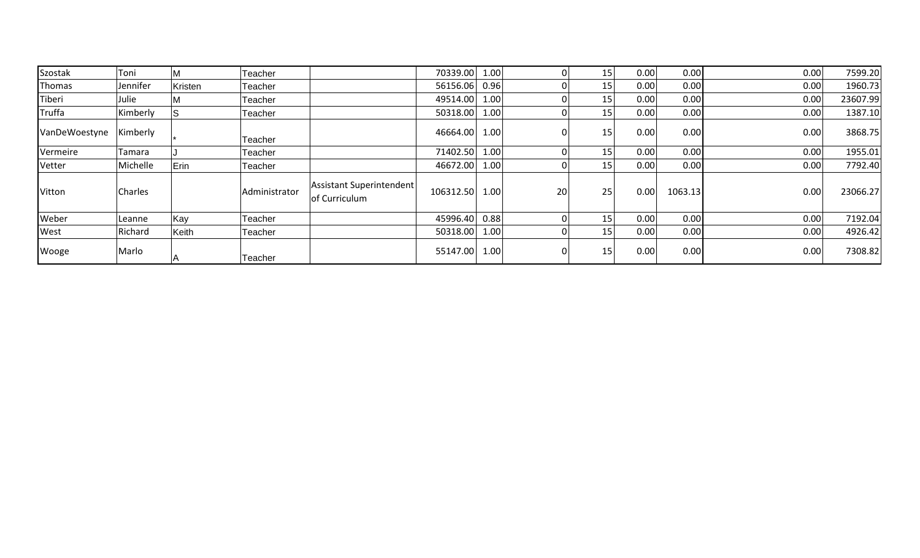| | | | | | | | | | | | | |
|---|---|---|---|---|---|---|---|---|---|---|---|---|
| Szostak | Toni | M | Teacher | | 70339.00 | 1.00 | 0 | 15 | 0.00 | 0.00 | 0.00 | 7599.20 |
| Thomas | Jennifer | Kristen | Teacher | | 56156.06 | 0.96 | 0 | 15 | 0.00 | 0.00 | 0.00 | 1960.73 |
| Tiberi | Julie | M | Teacher | | 49514.00 | 1.00 | 0 | 15 | 0.00 | 0.00 | 0.00 | 23607.99 |
| Truffa | Kimberly | S | Teacher | | 50318.00 | 1.00 | 0 | 15 | 0.00 | 0.00 | 0.00 | 1387.10 |
| VanDeWoestyne | Kimberly | * | Teacher | | 46664.00 | 1.00 | 0 | 15 | 0.00 | 0.00 | 0.00 | 3868.75 |
| Vermeire | Tamara | J | Teacher | | 71402.50 | 1.00 | 0 | 15 | 0.00 | 0.00 | 0.00 | 1955.01 |
| Vetter | Michelle | Erin | Teacher | | 46672.00 | 1.00 | 0 | 15 | 0.00 | 0.00 | 0.00 | 7792.40 |
| Vitton | Charles | | Administrator | Assistant Superintendent of Curriculum | 106312.50 | 1.00 | 20 | 25 | 0.00 | 1063.13 | 0.00 | 23066.27 |
| Weber | Leanne | Kay | Teacher | | 45996.40 | 0.88 | 0 | 15 | 0.00 | 0.00 | 0.00 | 7192.04 |
| West | Richard | Keith | Teacher | | 50318.00 | 1.00 | 0 | 15 | 0.00 | 0.00 | 0.00 | 4926.42 |
| Wooge | Marlo | A | Teacher | | 55147.00 | 1.00 | 0 | 15 | 0.00 | 0.00 | 0.00 | 7308.82 |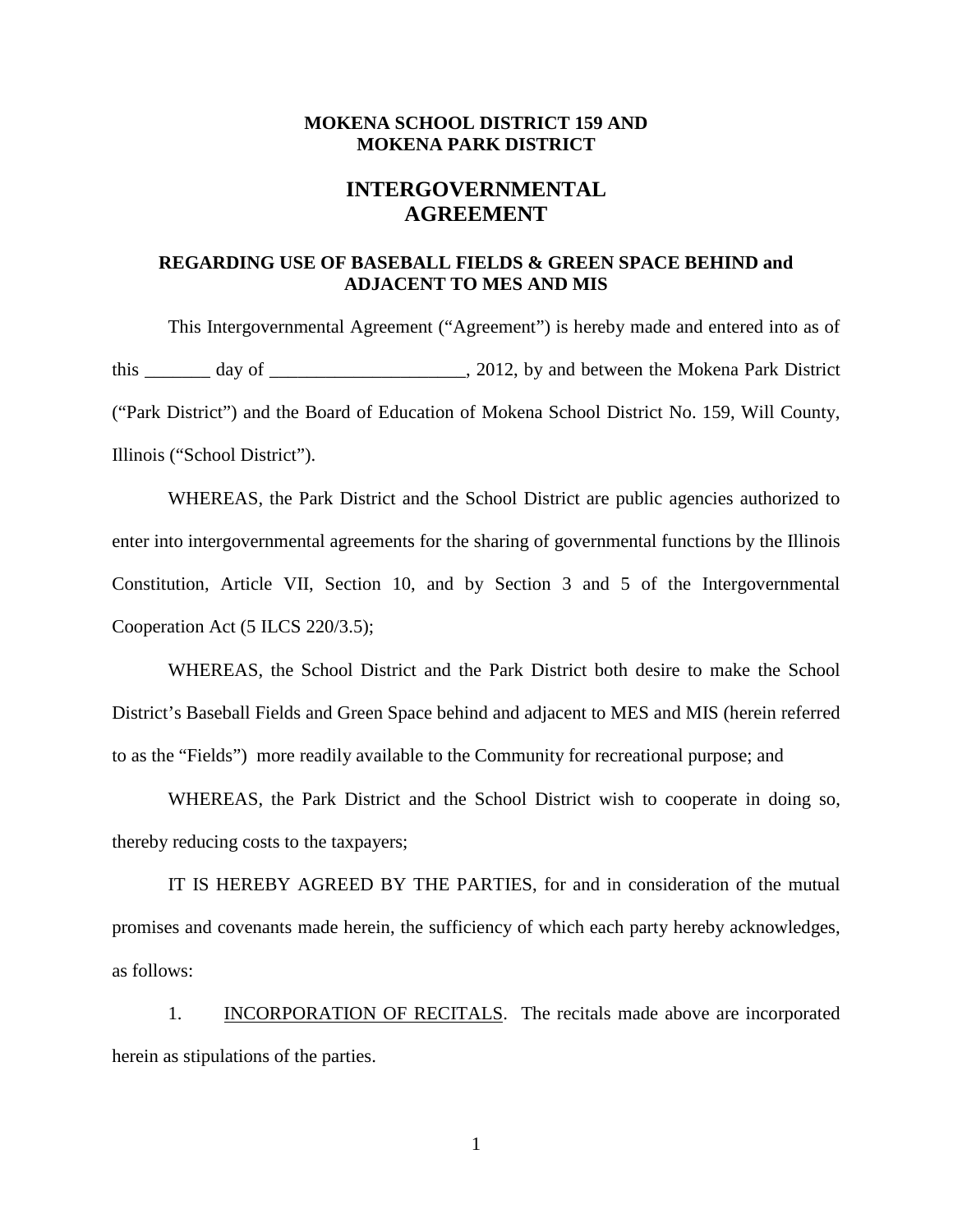**MOKENA SCHOOL DISTRICT 159 AND**
**MOKENA PARK DISTRICT**

# INTERGOVERNMENTAL AGREEMENT

## REGARDING USE OF BASEBALL FIELDS & GREEN SPACE BEHIND and ADJACENT TO MES AND MIS

This Intergovernmental Agreement ("Agreement") is hereby made and entered into as of this _______ day of _____________________, 2012, by and between the Mokena Park District ("Park District") and the Board of Education of Mokena School District No. 159, Will County, Illinois ("School District").

WHEREAS, the Park District and the School District are public agencies authorized to enter into intergovernmental agreements for the sharing of governmental functions by the Illinois Constitution, Article VII, Section 10, and by Section 3 and 5 of the Intergovernmental Cooperation Act (5 ILCS 220/3.5);

WHEREAS, the School District and the Park District both desire to make the School District's Baseball Fields and Green Space behind and adjacent to MES and MIS (herein referred to as the "Fields") more readily available to the Community for recreational purpose; and

WHEREAS, the Park District and the School District wish to cooperate in doing so, thereby reducing costs to the taxpayers;

IT IS HEREBY AGREED BY THE PARTIES, for and in consideration of the mutual promises and covenants made herein, the sufficiency of which each party hereby acknowledges, as follows:

1. INCORPORATION OF RECITALS. The recitals made above are incorporated herein as stipulations of the parties.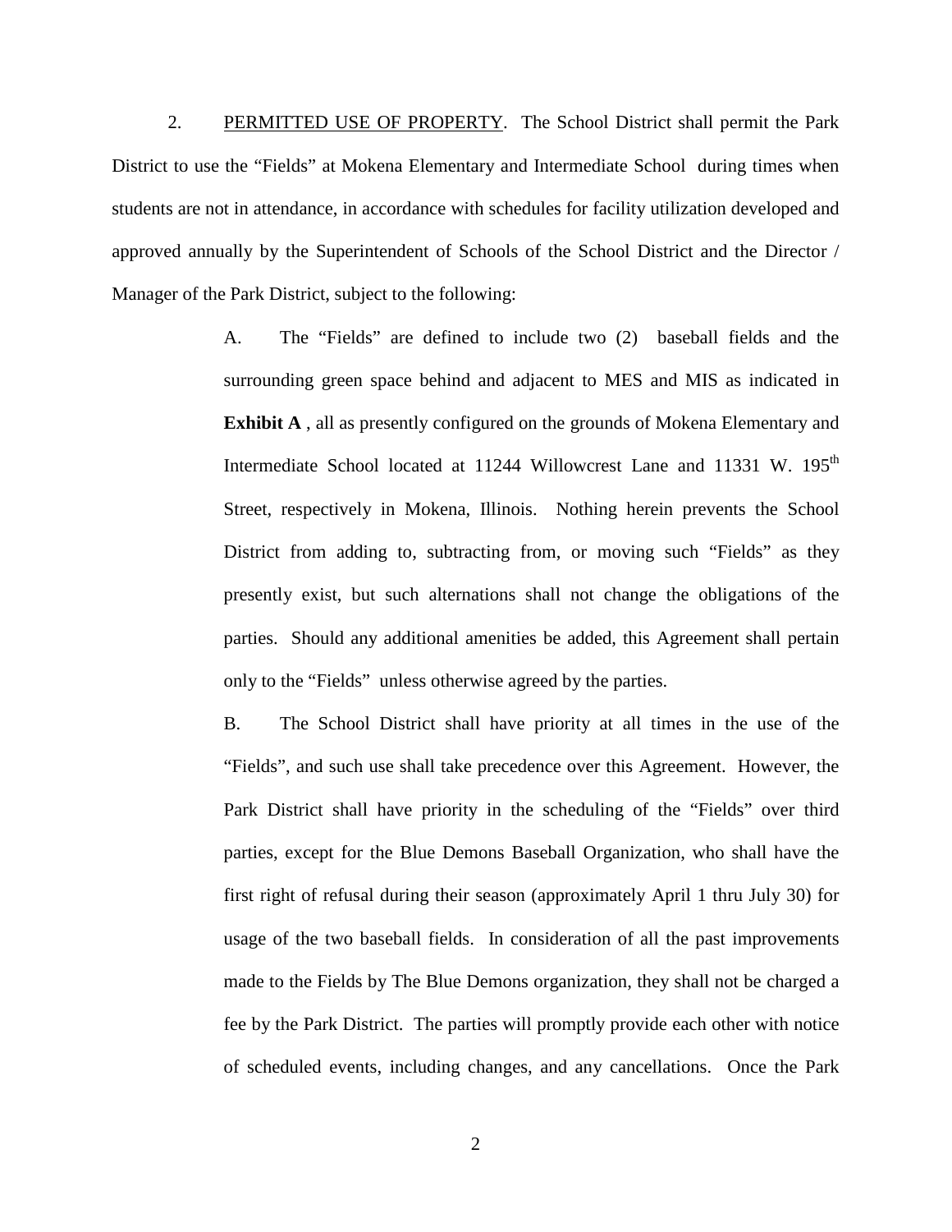2. <u>PERMITTED USE OF PROPERTY</u>. The School District shall permit the Park District to use the "Fields" at Mokena Elementary and Intermediate School during times when students are not in attendance, in accordance with schedules for facility utilization developed and approved annually by the Superintendent of Schools of the School District and the Director / Manager of the Park District, subject to the following:

A. The "Fields" are defined to include two (2) baseball fields and the surrounding green space behind and adjacent to MES and MIS as indicated in **Exhibit A** , all as presently configured on the grounds of Mokena Elementary and Intermediate School located at 11244 Willowcrest Lane and 11331 W. 195th Street, respectively in Mokena, Illinois. Nothing herein prevents the School District from adding to, subtracting from, or moving such "Fields" as they presently exist, but such alternations shall not change the obligations of the parties. Should any additional amenities be added, this Agreement shall pertain only to the "Fields" unless otherwise agreed by the parties.

B. The School District shall have priority at all times in the use of the "Fields", and such use shall take precedence over this Agreement. However, the Park District shall have priority in the scheduling of the "Fields" over third parties, except for the Blue Demons Baseball Organization, who shall have the first right of refusal during their season (approximately April 1 thru July 30) for usage of the two baseball fields. In consideration of all the past improvements made to the Fields by The Blue Demons organization, they shall not be charged a fee by the Park District. The parties will promptly provide each other with notice of scheduled events, including changes, and any cancellations. Once the Park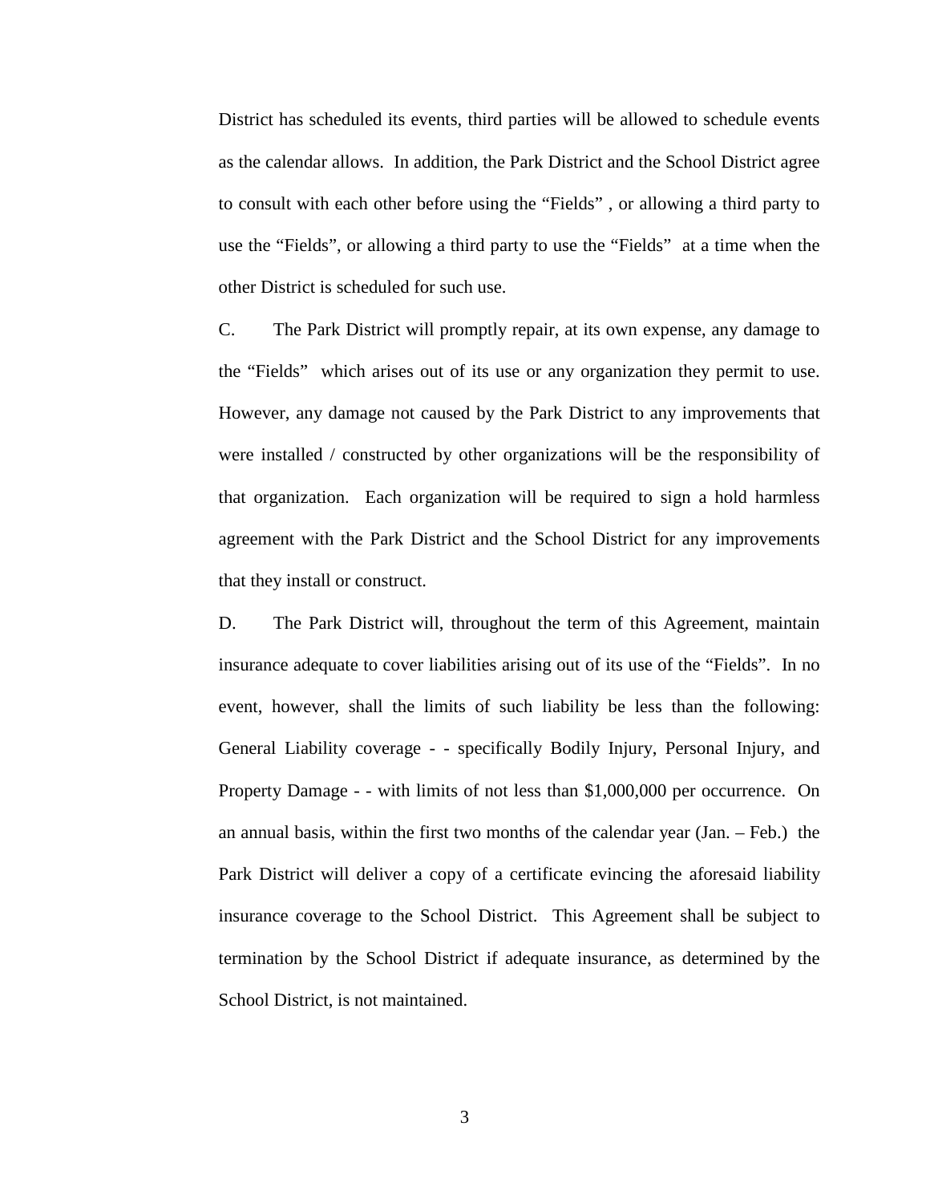District has scheduled its events, third parties will be allowed to schedule events as the calendar allows. In addition, the Park District and the School District agree to consult with each other before using the "Fields" , or allowing a third party to use the "Fields", or allowing a third party to use the "Fields" at a time when the other District is scheduled for such use.

C. The Park District will promptly repair, at its own expense, any damage to the "Fields" which arises out of its use or any organization they permit to use. However, any damage not caused by the Park District to any improvements that were installed / constructed by other organizations will be the responsibility of that organization. Each organization will be required to sign a hold harmless agreement with the Park District and the School District for any improvements that they install or construct.

D. The Park District will, throughout the term of this Agreement, maintain insurance adequate to cover liabilities arising out of its use of the "Fields". In no event, however, shall the limits of such liability be less than the following: General Liability coverage - - specifically Bodily Injury, Personal Injury, and Property Damage - - with limits of not less than $1,000,000 per occurrence. On an annual basis, within the first two months of the calendar year (Jan. – Feb.) the Park District will deliver a copy of a certificate evincing the aforesaid liability insurance coverage to the School District. This Agreement shall be subject to termination by the School District if adequate insurance, as determined by the School District, is not maintained.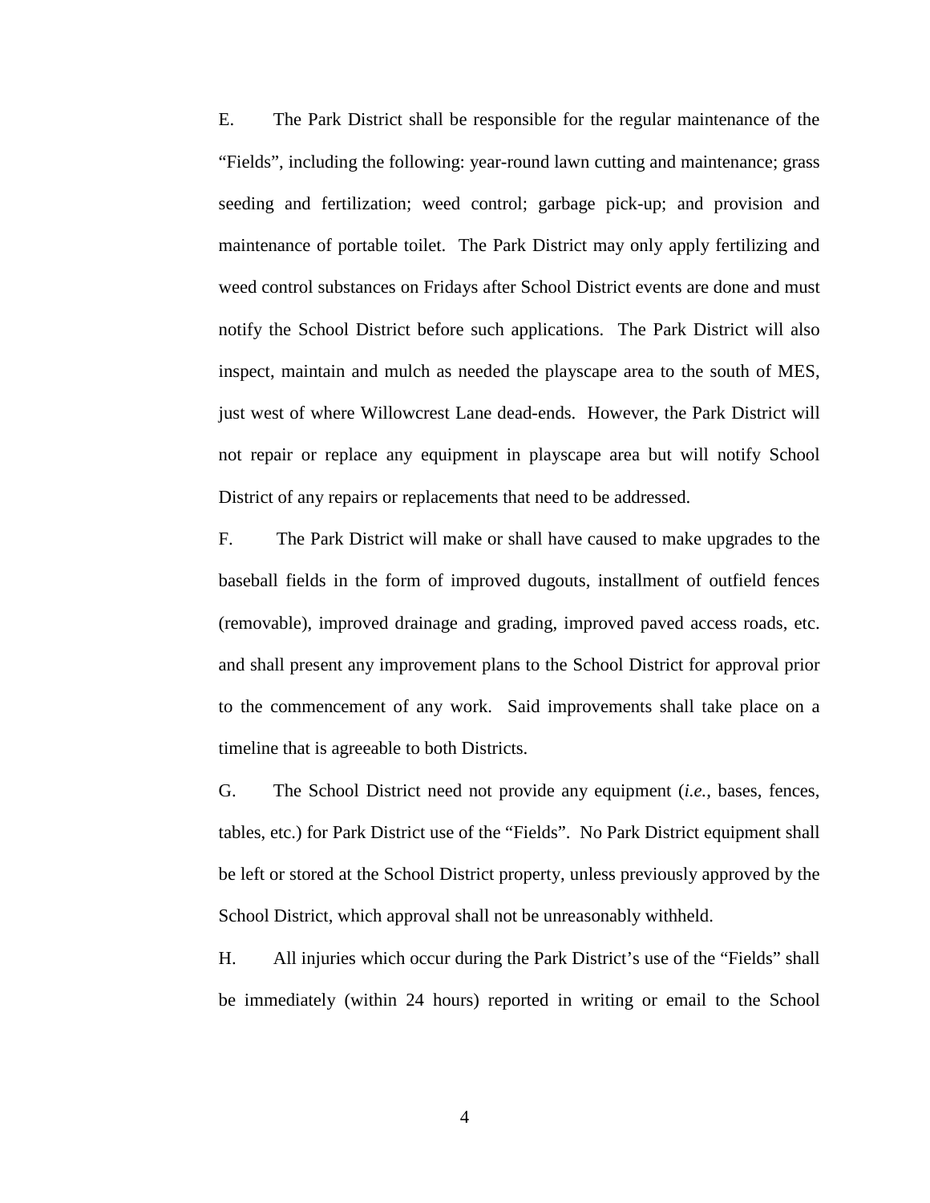E. The Park District shall be responsible for the regular maintenance of the "Fields", including the following: year-round lawn cutting and maintenance; grass seeding and fertilization; weed control; garbage pick-up; and provision and maintenance of portable toilet. The Park District may only apply fertilizing and weed control substances on Fridays after School District events are done and must notify the School District before such applications. The Park District will also inspect, maintain and mulch as needed the playscape area to the south of MES, just west of where Willowcrest Lane dead-ends. However, the Park District will not repair or replace any equipment in playscape area but will notify School District of any repairs or replacements that need to be addressed.

F. The Park District will make or shall have caused to make upgrades to the baseball fields in the form of improved dugouts, installment of outfield fences (removable), improved drainage and grading, improved paved access roads, etc. and shall present any improvement plans to the School District for approval prior to the commencement of any work. Said improvements shall take place on a timeline that is agreeable to both Districts.

G. The School District need not provide any equipment (*i.e.*, bases, fences, tables, etc.) for Park District use of the "Fields". No Park District equipment shall be left or stored at the School District property, unless previously approved by the School District, which approval shall not be unreasonably withheld.

H. All injuries which occur during the Park District's use of the "Fields" shall be immediately (within 24 hours) reported in writing or email to the School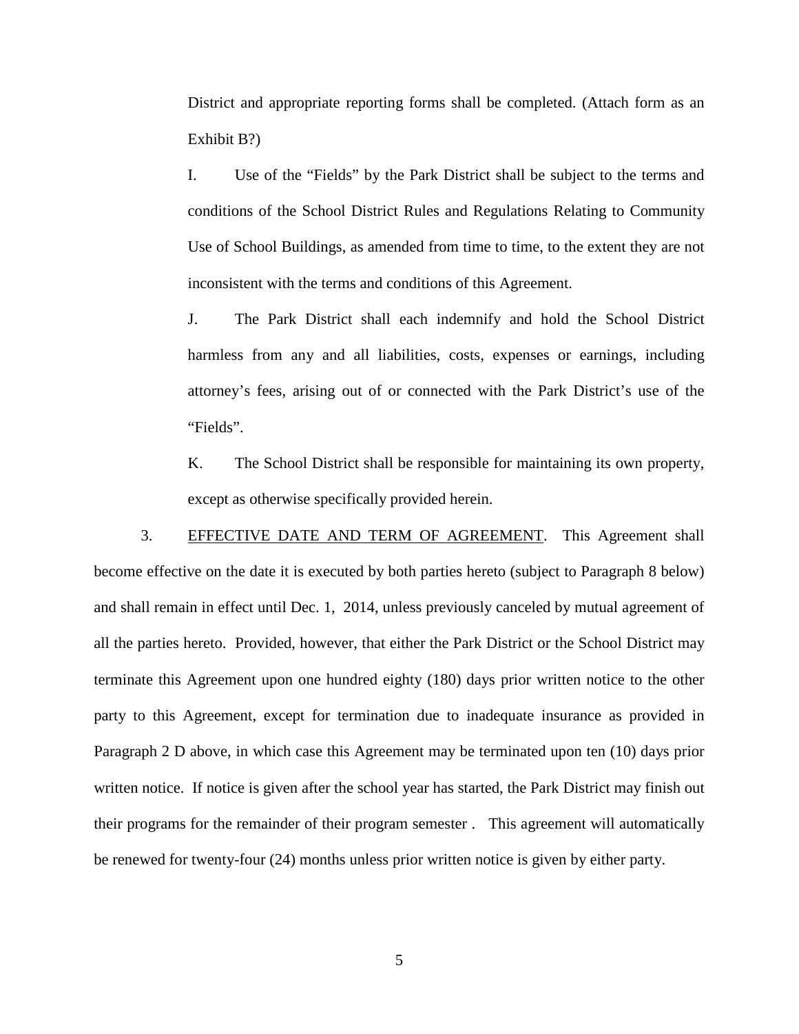District and appropriate reporting forms shall be completed. (Attach form as an Exhibit B?)

I. Use of the "Fields" by the Park District shall be subject to the terms and conditions of the School District Rules and Regulations Relating to Community Use of School Buildings, as amended from time to time, to the extent they are not inconsistent with the terms and conditions of this Agreement.

J. The Park District shall each indemnify and hold the School District harmless from any and all liabilities, costs, expenses or earnings, including attorney's fees, arising out of or connected with the Park District's use of the "Fields".

K. The School District shall be responsible for maintaining its own property, except as otherwise specifically provided herein.

3. <u>EFFECTIVE DATE AND TERM OF AGREEMENT</u>. This Agreement shall become effective on the date it is executed by both parties hereto (subject to Paragraph 8 below) and shall remain in effect until Dec. 1, 2014, unless previously canceled by mutual agreement of all the parties hereto. Provided, however, that either the Park District or the School District may terminate this Agreement upon one hundred eighty (180) days prior written notice to the other party to this Agreement, except for termination due to inadequate insurance as provided in Paragraph 2 D above, in which case this Agreement may be terminated upon ten (10) days prior written notice. If notice is given after the school year has started, the Park District may finish out their programs for the remainder of their program semester . This agreement will automatically be renewed for twenty-four (24) months unless prior written notice is given by either party.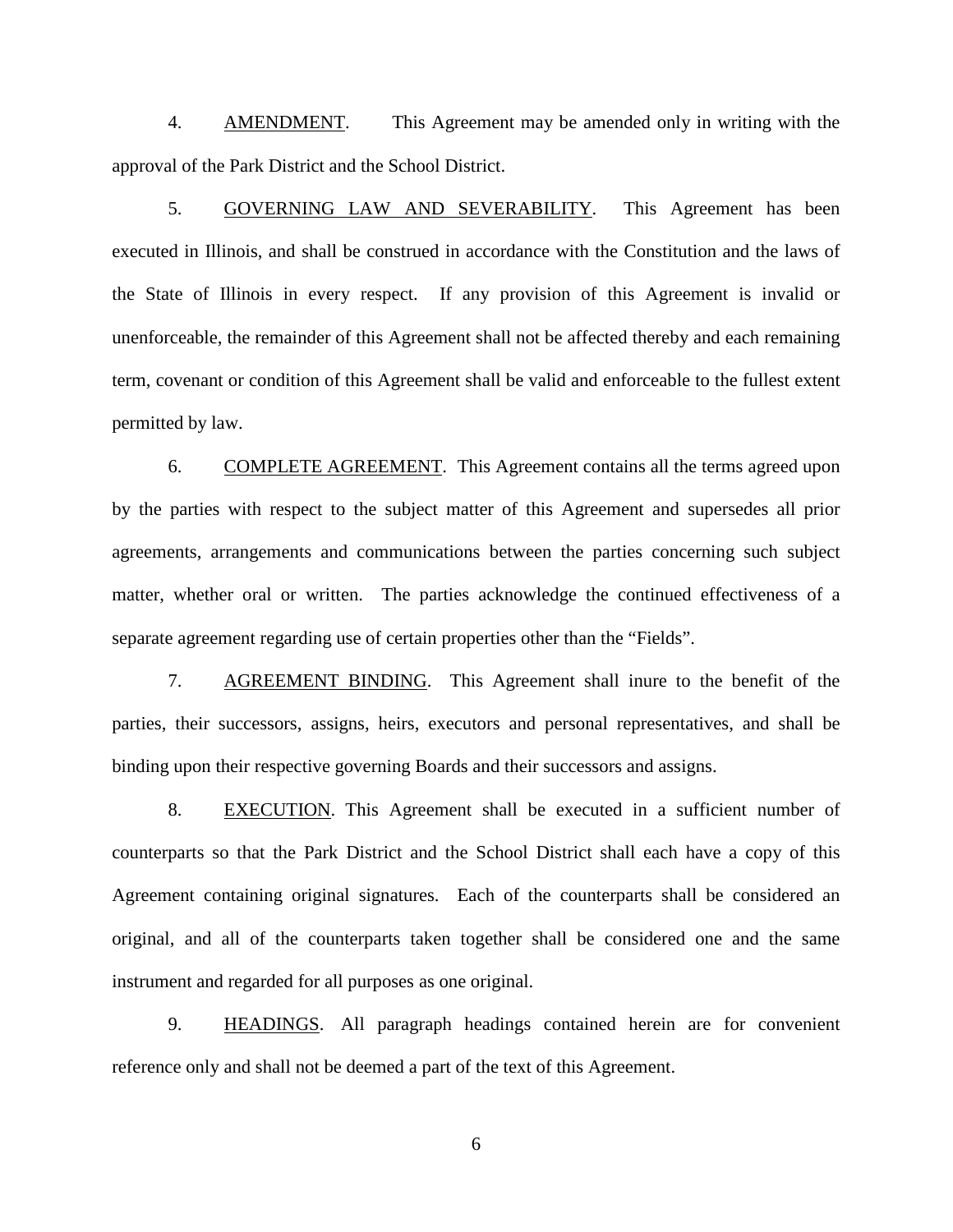4. <u>AMENDMENT</u>. This Agreement may be amended only in writing with the approval of the Park District and the School District.

5. <u>GOVERNING LAW AND SEVERABILITY</u>. This Agreement has been executed in Illinois, and shall be construed in accordance with the Constitution and the laws of the State of Illinois in every respect. If any provision of this Agreement is invalid or unenforceable, the remainder of this Agreement shall not be affected thereby and each remaining term, covenant or condition of this Agreement shall be valid and enforceable to the fullest extent permitted by law.

6. <u>COMPLETE AGREEMENT</u>. This Agreement contains all the terms agreed upon by the parties with respect to the subject matter of this Agreement and supersedes all prior agreements, arrangements and communications between the parties concerning such subject matter, whether oral or written. The parties acknowledge the continued effectiveness of a separate agreement regarding use of certain properties other than the "Fields".

7. <u>AGREEMENT BINDING</u>. This Agreement shall inure to the benefit of the parties, their successors, assigns, heirs, executors and personal representatives, and shall be binding upon their respective governing Boards and their successors and assigns.

8. <u>EXECUTION</u>. This Agreement shall be executed in a sufficient number of counterparts so that the Park District and the School District shall each have a copy of this Agreement containing original signatures. Each of the counterparts shall be considered an original, and all of the counterparts taken together shall be considered one and the same instrument and regarded for all purposes as one original.

9. <u>HEADINGS</u>. All paragraph headings contained herein are for convenient reference only and shall not be deemed a part of the text of this Agreement.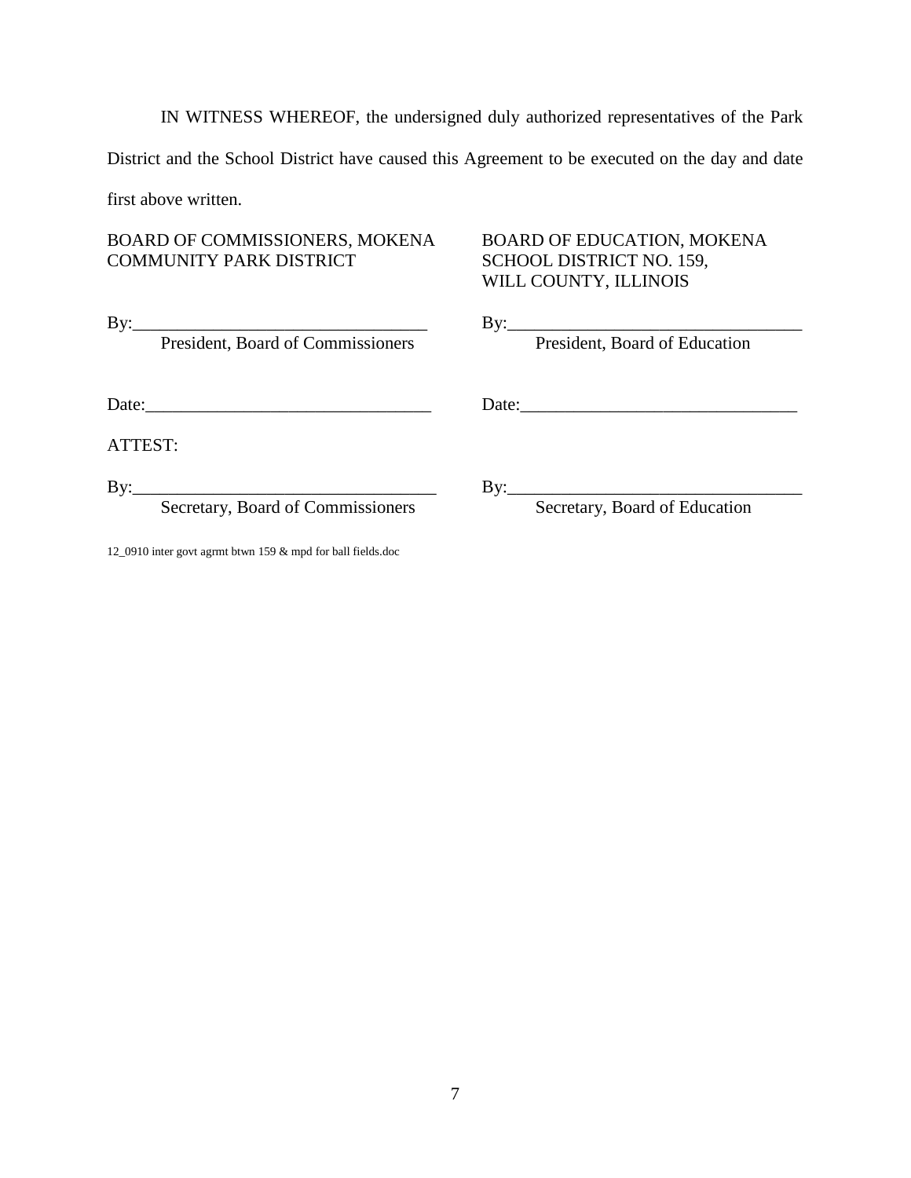IN WITNESS WHEREOF, the undersigned duly authorized representatives of the Park District and the School District have caused this Agreement to be executed on the day and date first above written.

| | |
|---|---|
| BOARD OF COMMISSIONERS, MOKENA COMMUNITY PARK DISTRICT | BOARD OF EDUCATION, MOKENA SCHOOL DISTRICT NO. 159, WILL COUNTY, ILLINOIS |
| By:_________________________________ President, Board of Commissioners | By:_________________________________ President, Board of Education |
| Date:_______________________________ | Date:_______________________________ |
| ATTEST: | |
| By:_________________________________ Secretary, Board of Commissioners | By:_________________________________ Secretary, Board of Education |

12_0910 inter govt agrmt btwn 159 & mpd for ball fields.doc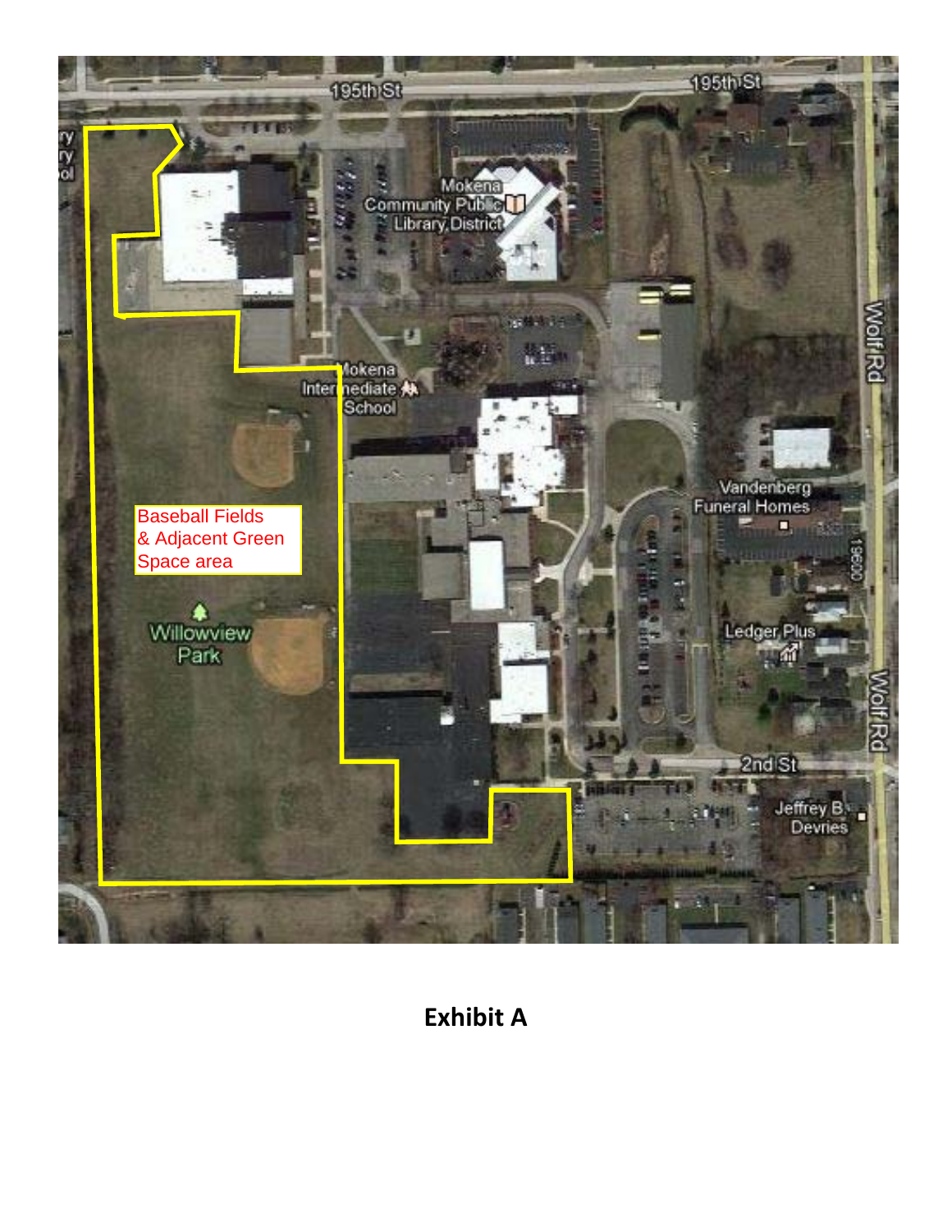195th St

195th St

Mokena Community Public Library District

Mokena Intermediate School

Vandenberg Funeral Homes

Baseball Fields & Adjacent Green Space area

Willowview Park

Ledger Plus

2nd St

Jeffrey B Devries

Wolf Rd

19600

**Exhibit A**